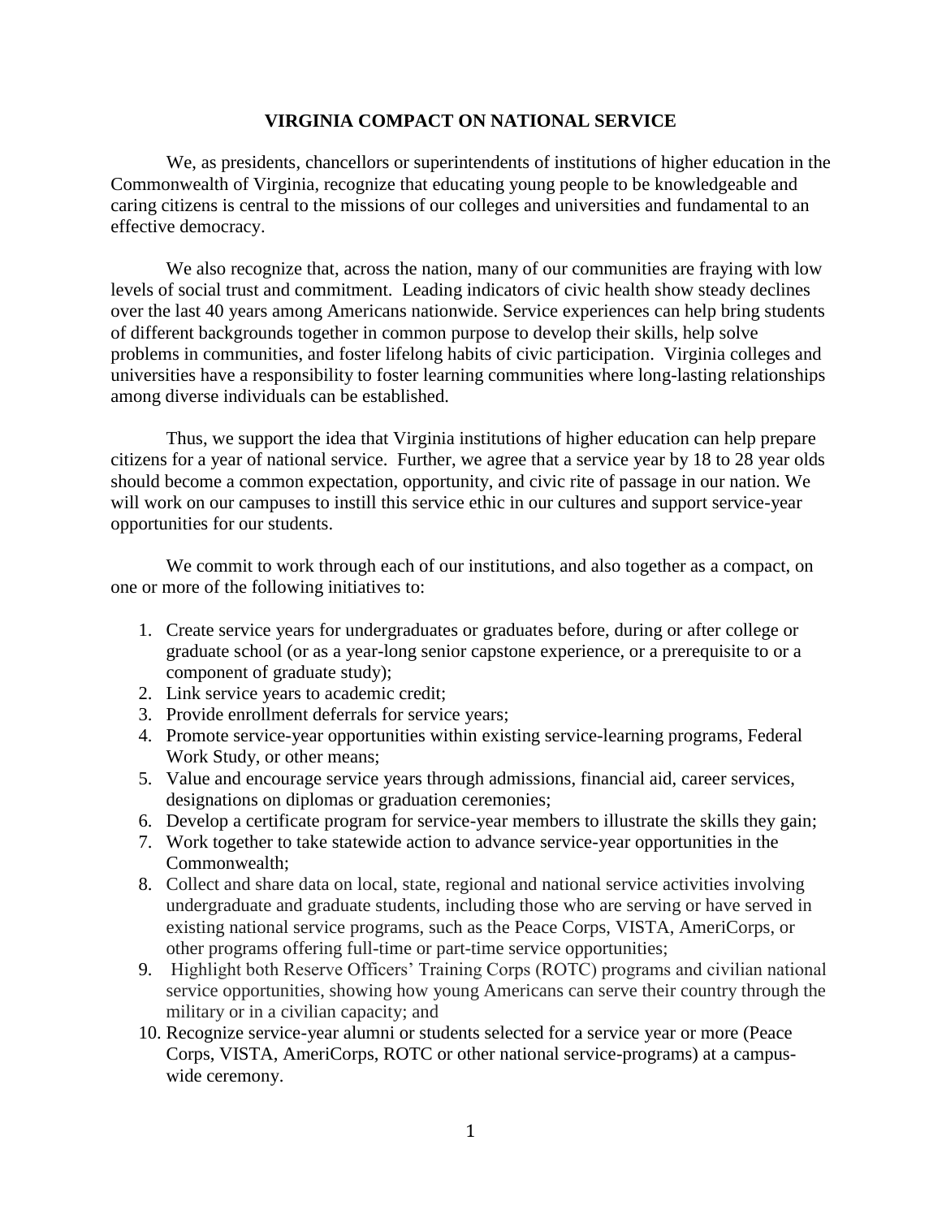# VIRGINIA COMPACT ON NATIONAL SERVICE

We, as presidents, chancellors or superintendents of institutions of higher education in the Commonwealth of Virginia, recognize that educating young people to be knowledgeable and caring citizens is central to the missions of our colleges and universities and fundamental to an effective democracy.

We also recognize that, across the nation, many of our communities are fraying with low levels of social trust and commitment. Leading indicators of civic health show steady declines over the last 40 years among Americans nationwide. Service experiences can help bring students of different backgrounds together in common purpose to develop their skills, help solve problems in communities, and foster lifelong habits of civic participation. Virginia colleges and universities have a responsibility to foster learning communities where long-lasting relationships among diverse individuals can be established.

Thus, we support the idea that Virginia institutions of higher education can help prepare citizens for a year of national service. Further, we agree that a service year by 18 to 28 year olds should become a common expectation, opportunity, and civic rite of passage in our nation. We will work on our campuses to instill this service ethic in our cultures and support service-year opportunities for our students.

We commit to work through each of our institutions, and also together as a compact, on one or more of the following initiatives to:

1. Create service years for undergraduates or graduates before, during or after college or graduate school (or as a year-long senior capstone experience, or a prerequisite to or a component of graduate study);
2. Link service years to academic credit;
3. Provide enrollment deferrals for service years;
4. Promote service-year opportunities within existing service-learning programs, Federal Work Study, or other means;
5. Value and encourage service years through admissions, financial aid, career services, designations on diplomas or graduation ceremonies;
6. Develop a certificate program for service-year members to illustrate the skills they gain;
7. Work together to take statewide action to advance service-year opportunities in the Commonwealth;
8. Collect and share data on local, state, regional and national service activities involving undergraduate and graduate students, including those who are serving or have served in existing national service programs, such as the Peace Corps, VISTA, AmeriCorps, or other programs offering full-time or part-time service opportunities;
9. Highlight both Reserve Officers' Training Corps (ROTC) programs and civilian national service opportunities, showing how young Americans can serve their country through the military or in a civilian capacity; and
10. Recognize service-year alumni or students selected for a service year or more (Peace Corps, VISTA, AmeriCorps, ROTC or other national service-programs) at a campus-wide ceremony.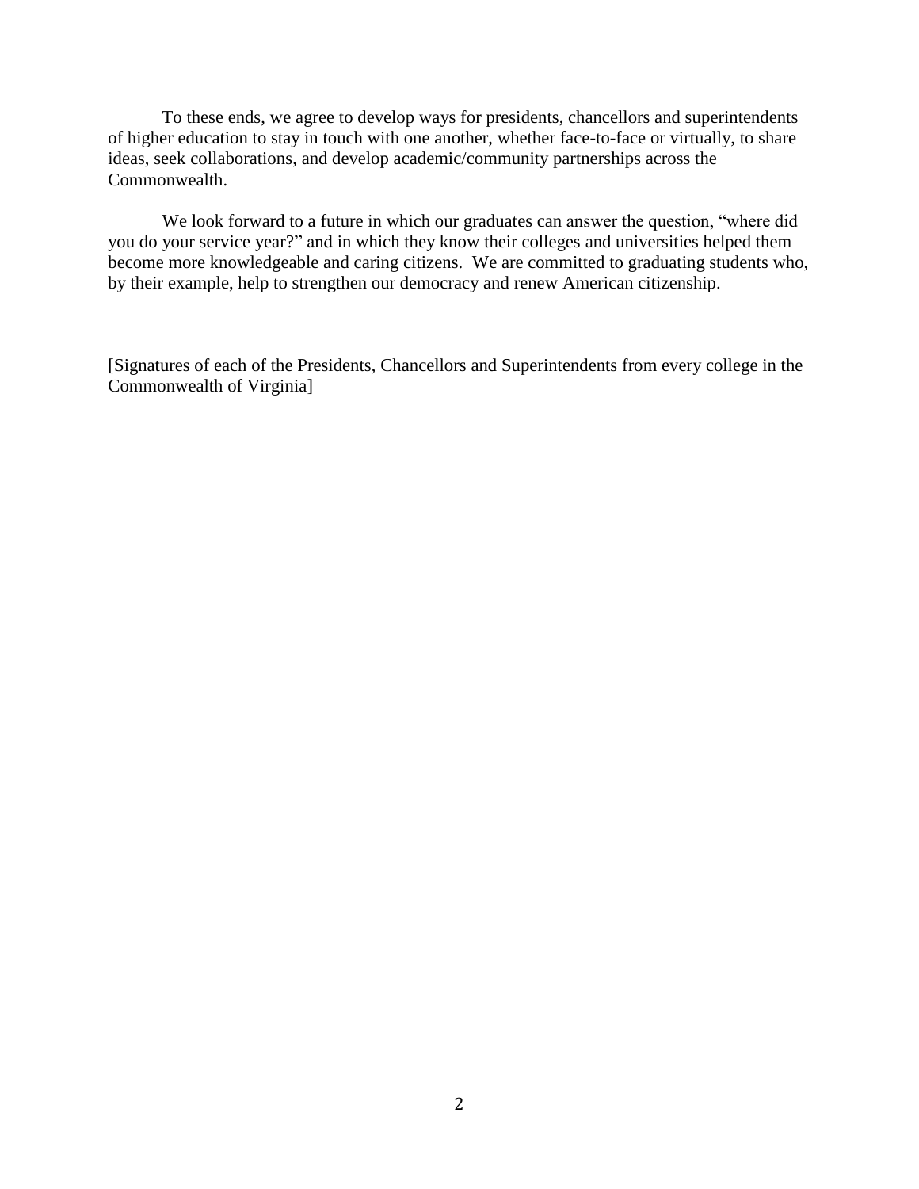To these ends, we agree to develop ways for presidents, chancellors and superintendents of higher education to stay in touch with one another, whether face-to-face or virtually, to share ideas, seek collaborations, and develop academic/community partnerships across the Commonwealth.

We look forward to a future in which our graduates can answer the question, "where did you do your service year?" and in which they know their colleges and universities helped them become more knowledgeable and caring citizens. We are committed to graduating students who, by their example, help to strengthen our democracy and renew American citizenship.

[Signatures of each of the Presidents, Chancellors and Superintendents from every college in the Commonwealth of Virginia]